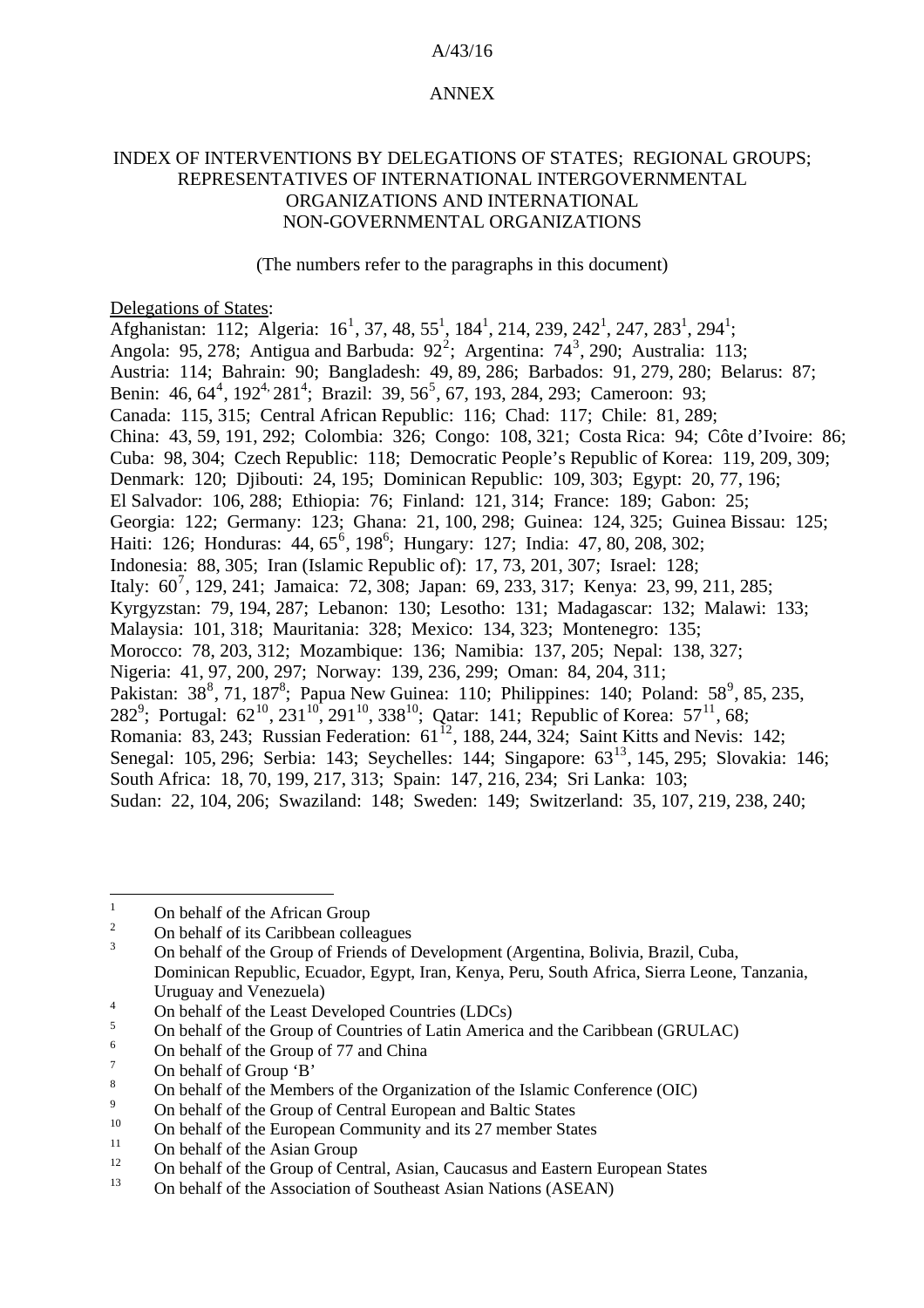A/43/16

ANNEX

# INDEX OF INTERVENTIONS BY DELEGATIONS OF STATES; REGIONAL GROUPS; REPRESENTATIVES OF INTERNATIONAL INTERGOVERNMENTAL ORGANIZATIONS AND INTERNATIONAL NON-GOVERNMENTAL ORGANIZATIONS

(The numbers refer to the paragraphs in this document)

Delegations of States:

Afghanistan: 112; Algeria: 16[1], 37, 48, 55[1], 184[1], 214, 239, 242[1], 247, 283[1], 294[1]; Angola: 95, 278; Antigua and Barbuda: 92[2]; Argentina: 74[3], 290; Australia: 113; Austria: 114; Bahrain: 90; Bangladesh: 49, 89, 286; Barbados: 91, 279, 280; Belarus: 87; Benin: 46, 64[4], 192[4], 281[4]; Brazil: 39, 56[5], 67, 193, 284, 293; Cameroon: 93; Canada: 115, 315; Central African Republic: 116; Chad: 117; Chile: 81, 289; China: 43, 59, 191, 292; Colombia: 326; Congo: 108, 321; Costa Rica: 94; Côte d'Ivoire: 86; Cuba: 98, 304; Czech Republic: 118; Democratic People's Republic of Korea: 119, 209, 309; Denmark: 120; Djibouti: 24, 195; Dominican Republic: 109, 303; Egypt: 20, 77, 196; El Salvador: 106, 288; Ethiopia: 76; Finland: 121, 314; France: 189; Gabon: 25; Georgia: 122; Germany: 123; Ghana: 21, 100, 298; Guinea: 124, 325; Guinea Bissau: 125; Haiti: 126; Honduras: 44, 65[6], 198[6]; Hungary: 127; India: 47, 80, 208, 302; Indonesia: 88, 305; Iran (Islamic Republic of): 17, 73, 201, 307; Israel: 128; Italy: 60[7], 129, 241; Jamaica: 72, 308; Japan: 69, 233, 317; Kenya: 23, 99, 211, 285; Kyrgyzstan: 79, 194, 287; Lebanon: 130; Lesotho: 131; Madagascar: 132; Malawi: 133; Malaysia: 101, 318; Mauritania: 328; Mexico: 134, 323; Montenegro: 135; Morocco: 78, 203, 312; Mozambique: 136; Namibia: 137, 205; Nepal: 138, 327; Nigeria: 41, 97, 200, 297; Norway: 139, 236, 299; Oman: 84, 204, 311; Pakistan: 38[8], 71, 187[8]; Papua New Guinea: 110; Philippines: 140; Poland: 58[9], 85, 235, 282[9]; Portugal: 62[10], 231[10], 291[10], 338[10]; Qatar: 141; Republic of Korea: 57[11], 68; Romania: 83, 243; Russian Federation: 61[12], 188, 244, 324; Saint Kitts and Nevis: 142; Senegal: 105, 296; Serbia: 143; Seychelles: 144; Singapore: 63[13], 145, 295; Slovakia: 146; South Africa: 18, 70, 199, 217, 313; Spain: 147, 216, 234; Sri Lanka: 103; Sudan: 22, 104, 206; Swaziland: 148; Sweden: 149; Switzerland: 35, 107, 219, 238, 240;

---

1. On behalf of the African Group
2. On behalf of its Caribbean colleagues
3. On behalf of the Group of Friends of Development (Argentina, Bolivia, Brazil, Cuba, Dominican Republic, Ecuador, Egypt, Iran, Kenya, Peru, South Africa, Sierra Leone, Tanzania, Uruguay and Venezuela)
4. On behalf of the Least Developed Countries (LDCs)
5. On behalf of the Group of Countries of Latin America and the Caribbean (GRULAC)
6. On behalf of the Group of 77 and China
7. On behalf of Group 'B'
8. On behalf of the Members of the Organization of the Islamic Conference (OIC)
9. On behalf of the Group of Central European and Baltic States
10. On behalf of the European Community and its 27 member States
11. On behalf of the Asian Group
12. On behalf of the Group of Central, Asian, Caucasus and Eastern European States
13. On behalf of the Association of Southeast Asian Nations (ASEAN)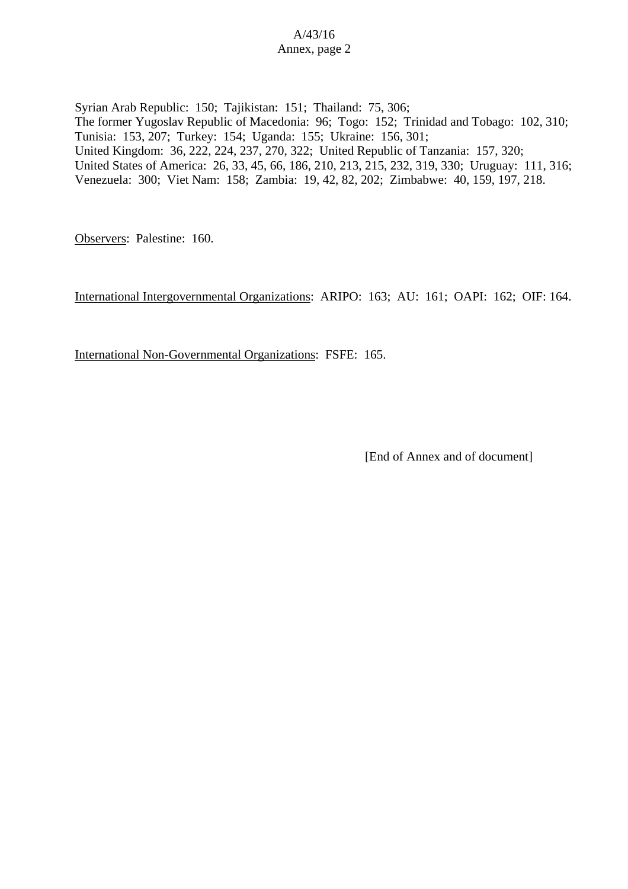Syrian Arab Republic: 150; Tajikistan: 151; Thailand: 75, 306;
The former Yugoslav Republic of Macedonia: 96; Togo: 152; Trinidad and Tobago: 102, 310;
Tunisia: 153, 207; Turkey: 154; Uganda: 155; Ukraine: 156, 301;
United Kingdom: 36, 222, 224, 237, 270, 322; United Republic of Tanzania: 157, 320;
United States of America: 26, 33, 45, 66, 186, 210, 213, 215, 232, 319, 330; Uruguay: 111, 316;
Venezuela: 300; Viet Nam: 158; Zambia: 19, 42, 82, 202; Zimbabwe: 40, 159, 197, 218.

Observers: Palestine: 160.

International Intergovernmental Organizations: ARIPO: 163; AU: 161; OAPI: 162; OIF: 164.

International Non-Governmental Organizations: FSFE: 165.

[End of Annex and of document]